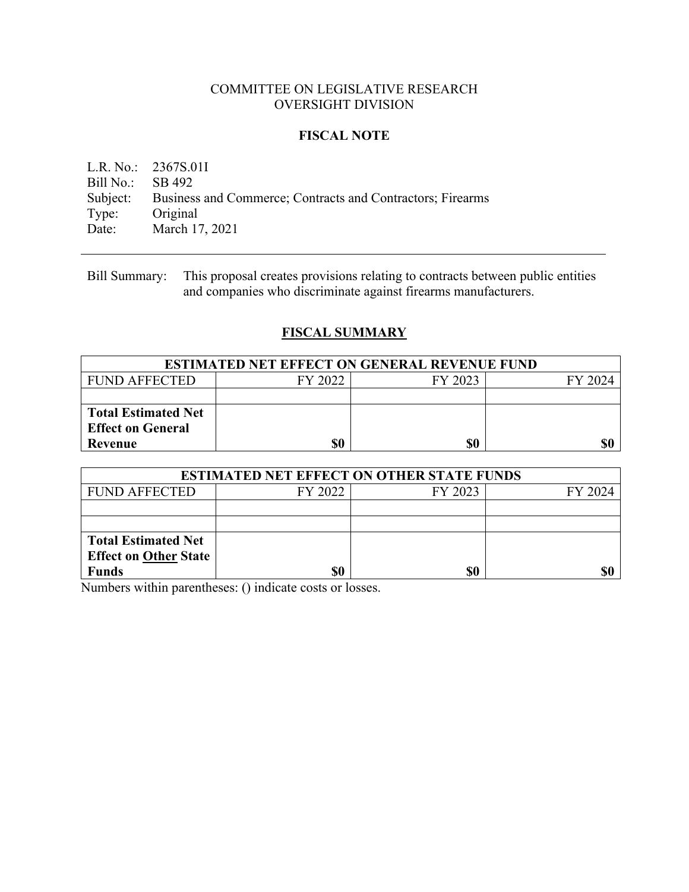COMMITTEE ON LEGISLATIVE RESEARCH
OVERSIGHT DIVISION

# FISCAL NOTE

L.R. No.: 2367S.01I
Bill No.: SB 492
Subject: Business and Commerce; Contracts and Contractors; Firearms
Type: Original
Date: March 17, 2021

---

Bill Summary: This proposal creates provisions relating to contracts between public entities and companies who discriminate against firearms manufacturers.

## FISCAL SUMMARY

| ESTIMATED NET EFFECT ON GENERAL REVENUE FUND | | | |
|---|---|---|---|
| FUND AFFECTED | FY 2022 | FY 2023 | FY 2024 |
| | | | |
| **Total Estimated Net Effect on General Revenue** | **$0** | **$0** | **$0** |

| ESTIMATED NET EFFECT ON OTHER STATE FUNDS | | | |
|---|---|---|---|
| FUND AFFECTED | FY 2022 | FY 2023 | FY 2024 |
| | | | |
| | | | |
| **Total Estimated Net Effect on Other State Funds** | **$0** | **$0** | **$0** |

Numbers within parentheses: () indicate costs or losses.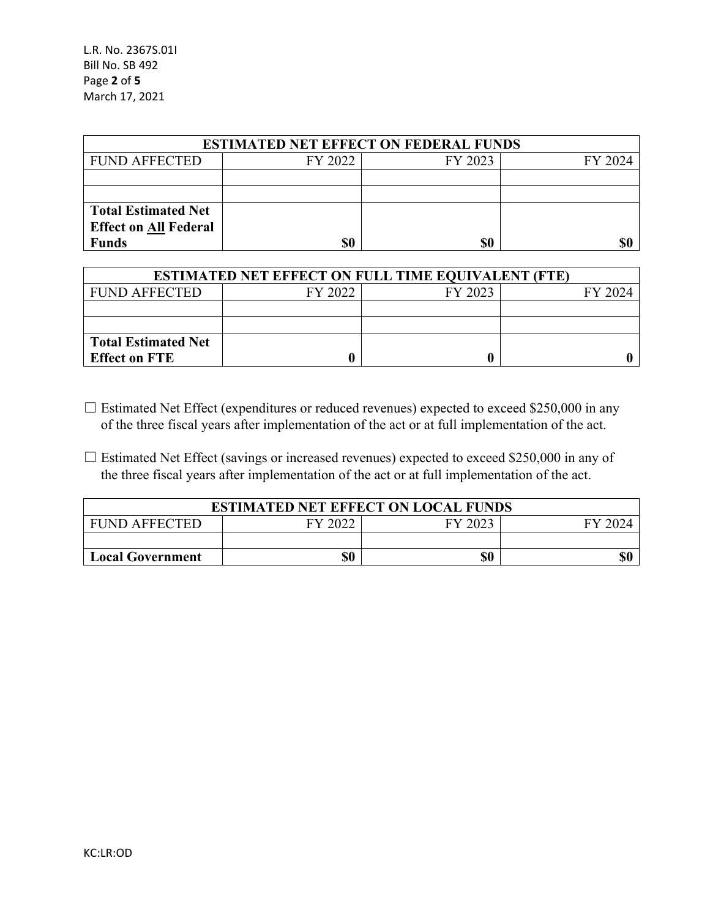| ESTIMATED NET EFFECT ON FEDERAL FUNDS | | | |
|---|---|---|---|
| FUND AFFECTED | FY 2022 | FY 2023 | FY 2024 |
| | | | |
| | | | |
| **Total Estimated Net Effect on All Federal Funds** | **$0** | **$0** | **$0** |

| ESTIMATED NET EFFECT ON FULL TIME EQUIVALENT (FTE) | | | |
|---|---|---|---|
| FUND AFFECTED | FY 2022 | FY 2023 | FY 2024 |
| | | | |
| | | | |
| **Total Estimated Net Effect on FTE** | **0** | **0** | **0** |

☐ Estimated Net Effect (expenditures or reduced revenues) expected to exceed $250,000 in any of the three fiscal years after implementation of the act or at full implementation of the act.

☐ Estimated Net Effect (savings or increased revenues) expected to exceed $250,000 in any of the three fiscal years after implementation of the act or at full implementation of the act.

| ESTIMATED NET EFFECT ON LOCAL FUNDS | | | |
|---|---|---|---|
| FUND AFFECTED | FY 2022 | FY 2023 | FY 2024 |
| | | | |
| **Local Government** | **$0** | **$0** | **$0** |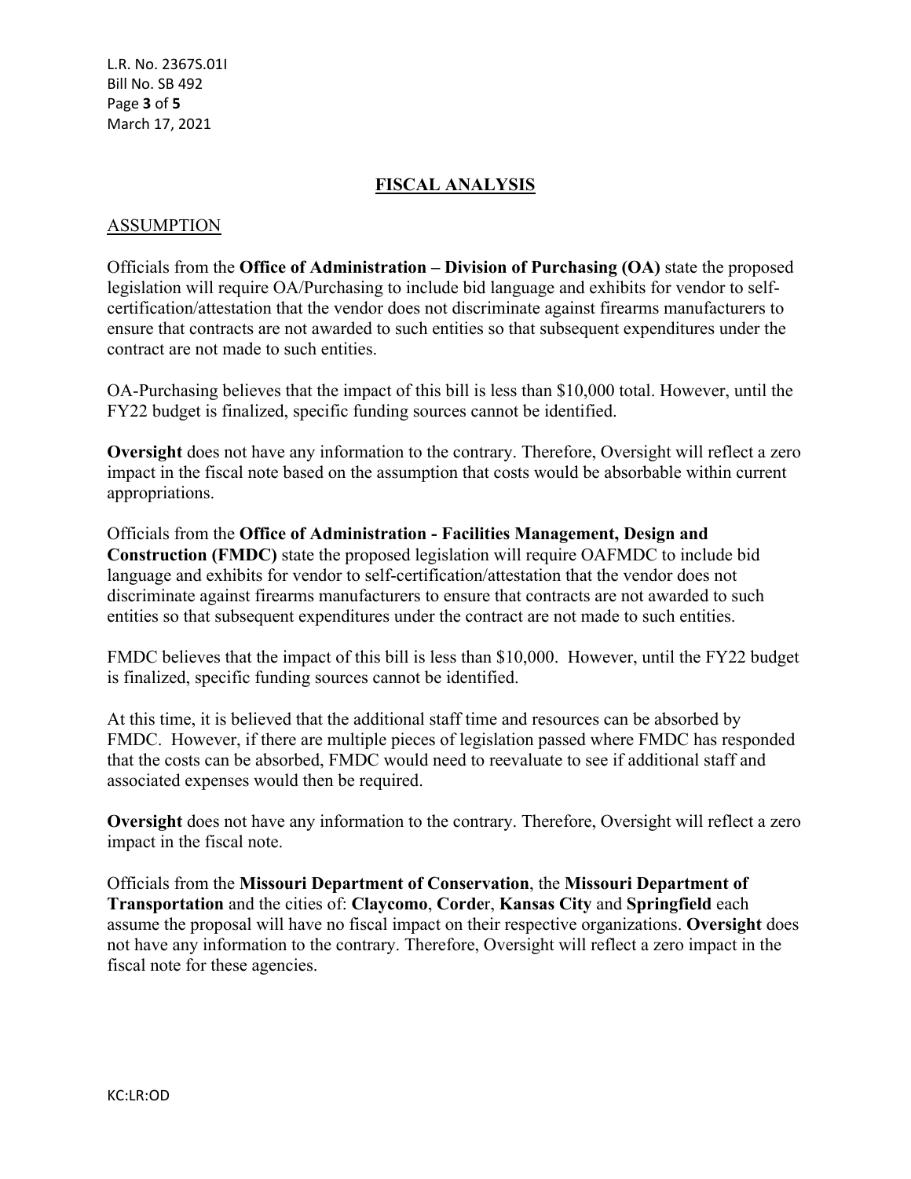## FISCAL ANALYSIS

### ASSUMPTION

Officials from the **Office of Administration – Division of Purchasing (OA)** state the proposed legislation will require OA/Purchasing to include bid language and exhibits for vendor to self-certification/attestation that the vendor does not discriminate against firearms manufacturers to ensure that contracts are not awarded to such entities so that subsequent expenditures under the contract are not made to such entities.

OA-Purchasing believes that the impact of this bill is less than $10,000 total. However, until the FY22 budget is finalized, specific funding sources cannot be identified.

**Oversight** does not have any information to the contrary. Therefore, Oversight will reflect a zero impact in the fiscal note based on the assumption that costs would be absorbable within current appropriations.

Officials from the **Office of Administration - Facilities Management, Design and Construction (FMDC)** state the proposed legislation will require OAFMDC to include bid language and exhibits for vendor to self-certification/attestation that the vendor does not discriminate against firearms manufacturers to ensure that contracts are not awarded to such entities so that subsequent expenditures under the contract are not made to such entities.

FMDC believes that the impact of this bill is less than $10,000. However, until the FY22 budget is finalized, specific funding sources cannot be identified.

At this time, it is believed that the additional staff time and resources can be absorbed by FMDC. However, if there are multiple pieces of legislation passed where FMDC has responded that the costs can be absorbed, FMDC would need to reevaluate to see if additional staff and associated expenses would then be required.

**Oversight** does not have any information to the contrary. Therefore, Oversight will reflect a zero impact in the fiscal note.

Officials from the **Missouri Department of Conservation**, the **Missouri Department of Transportation** and the cities of: **Claycomo**, **Corder**, **Kansas City** and **Springfield** each assume the proposal will have no fiscal impact on their respective organizations. **Oversight** does not have any information to the contrary. Therefore, Oversight will reflect a zero impact in the fiscal note for these agencies.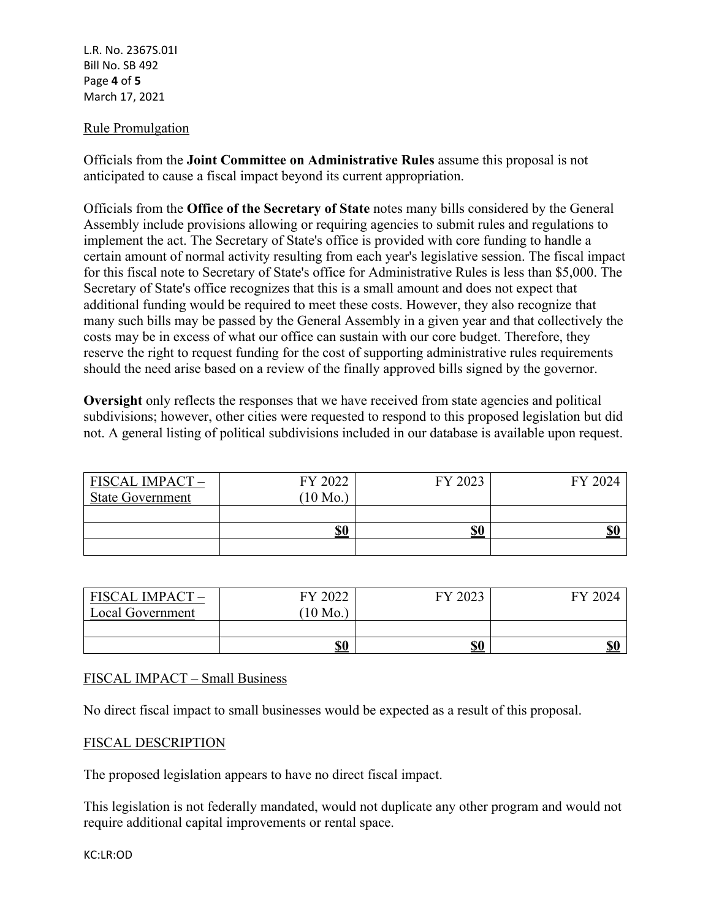Rule Promulgation

Officials from the **Joint Committee on Administrative Rules** assume this proposal is not anticipated to cause a fiscal impact beyond its current appropriation.

Officials from the **Office of the Secretary of State** notes many bills considered by the General Assembly include provisions allowing or requiring agencies to submit rules and regulations to implement the act. The Secretary of State's office is provided with core funding to handle a certain amount of normal activity resulting from each year's legislative session. The fiscal impact for this fiscal note to Secretary of State's office for Administrative Rules is less than $5,000. The Secretary of State's office recognizes that this is a small amount and does not expect that additional funding would be required to meet these costs. However, they also recognize that many such bills may be passed by the General Assembly in a given year and that collectively the costs may be in excess of what our office can sustain with our core budget. Therefore, they reserve the right to request funding for the cost of supporting administrative rules requirements should the need arise based on a review of the finally approved bills signed by the governor.

**Oversight** only reflects the responses that we have received from state agencies and political subdivisions; however, other cities were requested to respond to this proposed legislation but did not. A general listing of political subdivisions included in our database is available upon request.

| FISCAL IMPACT – State Government | FY 2022 (10 Mo.) | FY 2023 | FY 2024 |
|---|---|---|---|
| | | | |
| | **$0** | **$0** | **$0** |
| | | | |

| FISCAL IMPACT – Local Government | FY 2022 (10 Mo.) | FY 2023 | FY 2024 |
|---|---|---|---|
| | | | |
| | **$0** | **$0** | **$0** |

FISCAL IMPACT – Small Business

No direct fiscal impact to small businesses would be expected as a result of this proposal.

FISCAL DESCRIPTION

The proposed legislation appears to have no direct fiscal impact.

This legislation is not federally mandated, would not duplicate any other program and would not require additional capital improvements or rental space.

KC:LR:OD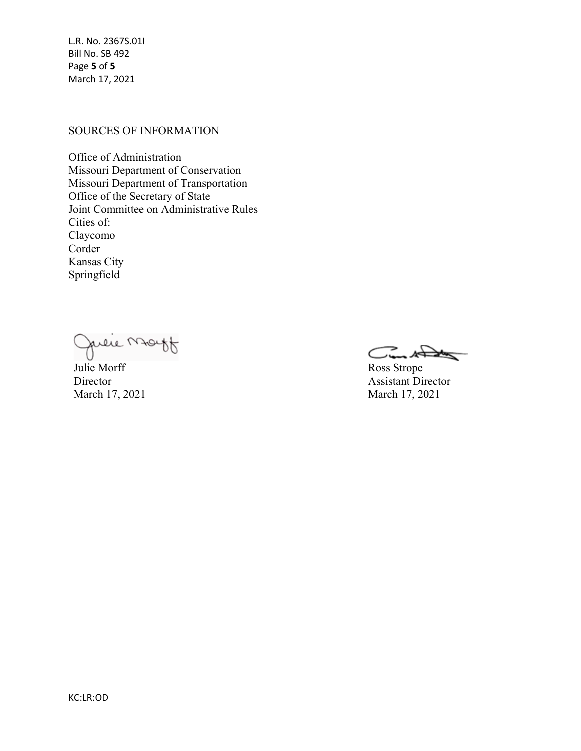## SOURCES OF INFORMATION

Office of Administration
Missouri Department of Conservation
Missouri Department of Transportation
Office of the Secretary of State
Joint Committee on Administrative Rules
Cities of:
Claycomo
Corder
Kansas City
Springfield

Julie Morff
Director
March 17, 2021

Ross Strope
Assistant Director
March 17, 2021

KC:LR:OD